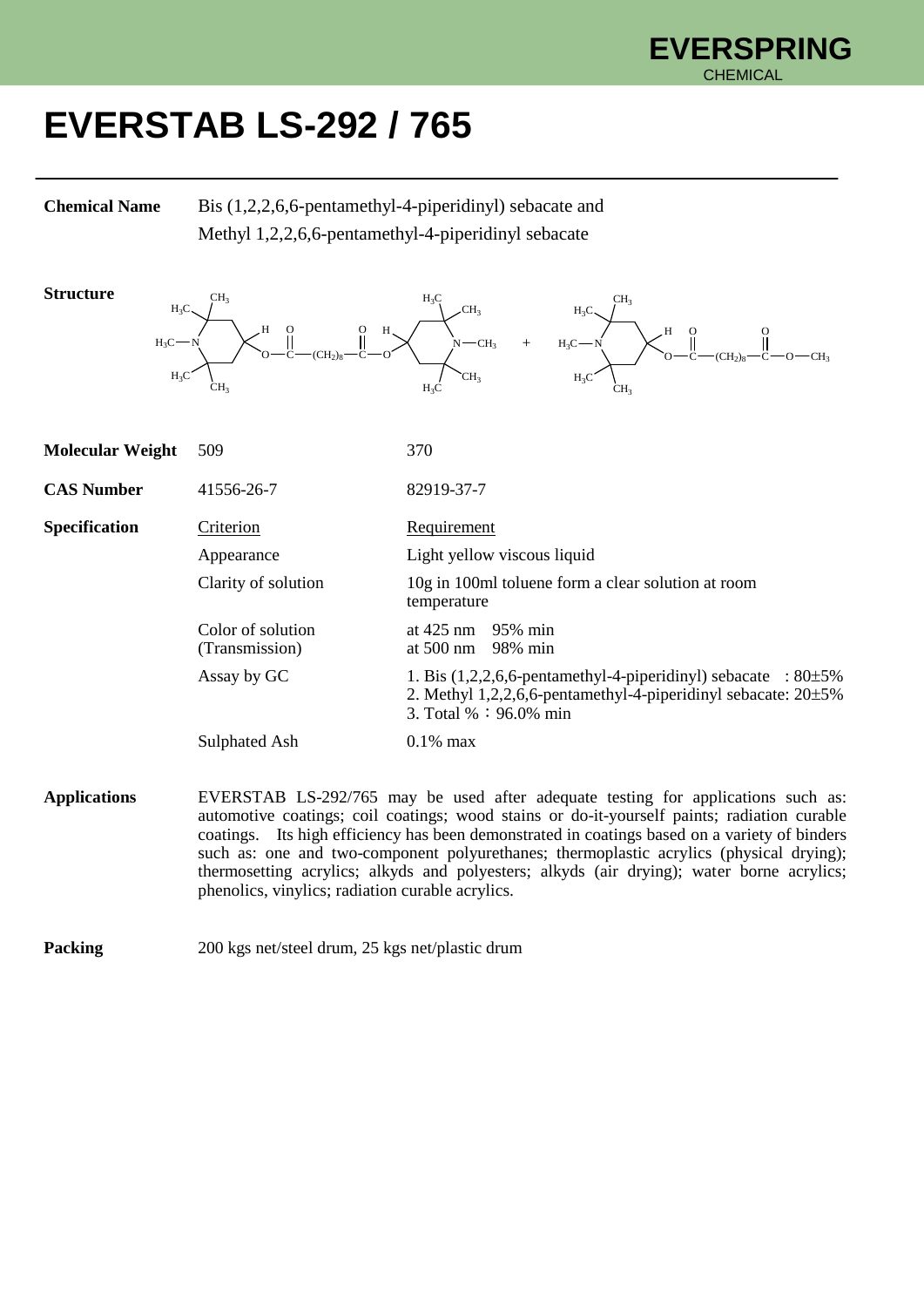# EVERSTAB LS-292 / 765

**Chemical Name** Bis (1,2,2,6,6-pentamethyl-4-piperidinyl) sebacate and Methyl 1,2,2,6,6-pentamethyl-4-piperidinyl sebacate

**Structure**

| | | |
|---|---|---|
| **Molecular Weight** | 509 | 370 |
| **CAS Number** | 41556-26-7 | 82919-37-7 |

**Specification**

| Criterion | Requirement |
|---|---|
| Appearance | Light yellow viscous liquid |
| Clarity of solution | 10g in 100ml toluene form a clear solution at room temperature |
| Color of solution (Transmission) | at 425 nm 95% min<br>at 500 nm 98% min |
| Assay by GC | 1. Bis (1,2,2,6,6-pentamethyl-4-piperidinyl) sebacate : 80±5%<br>2. Methyl 1,2,2,6,6-pentamethyl-4-piperidinyl sebacate: 20±5%<br>3. Total %：96.0% min |
| Sulphated Ash | 0.1% max |

**Applications** EVERSTAB LS-292/765 may be used after adequate testing for applications such as: automotive coatings; coil coatings; wood stains or do-it-yourself paints; radiation curable coatings. Its high efficiency has been demonstrated in coatings based on a variety of binders such as: one and two-component polyurethanes; thermoplastic acrylics (physical drying); thermosetting acrylics; alkyds and polyesters; alkyds (air drying); water borne acrylics; phenolics, vinylics; radiation curable acrylics.

**Packing** 200 kgs net/steel drum, 25 kgs net/plastic drum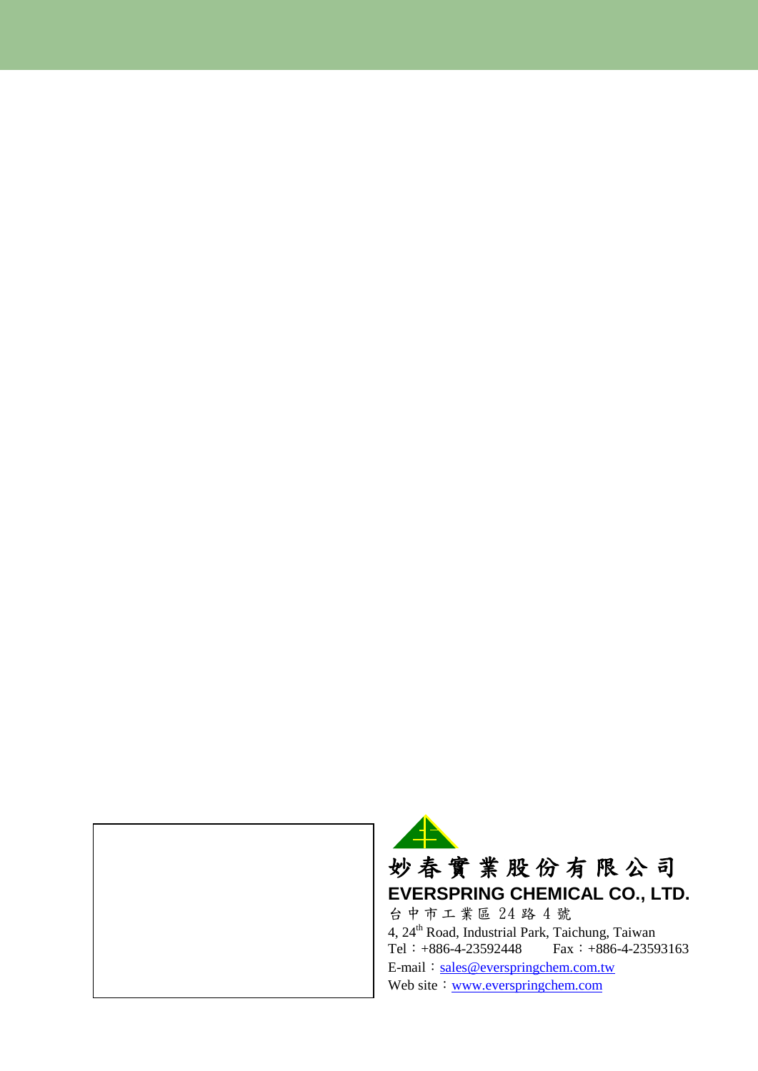妙春實業股份有限公司

**EVERSPRING CHEMICAL CO., LTD.**

台中市工業區 24 路 4 號

4, 24th Road, Industrial Park, Taichung, Taiwan

Tel：+886-4-23592448 Fax：+886-4-23593163

E-mail：sales@everspringchem.com.tw

Web site：www.everspringchem.com